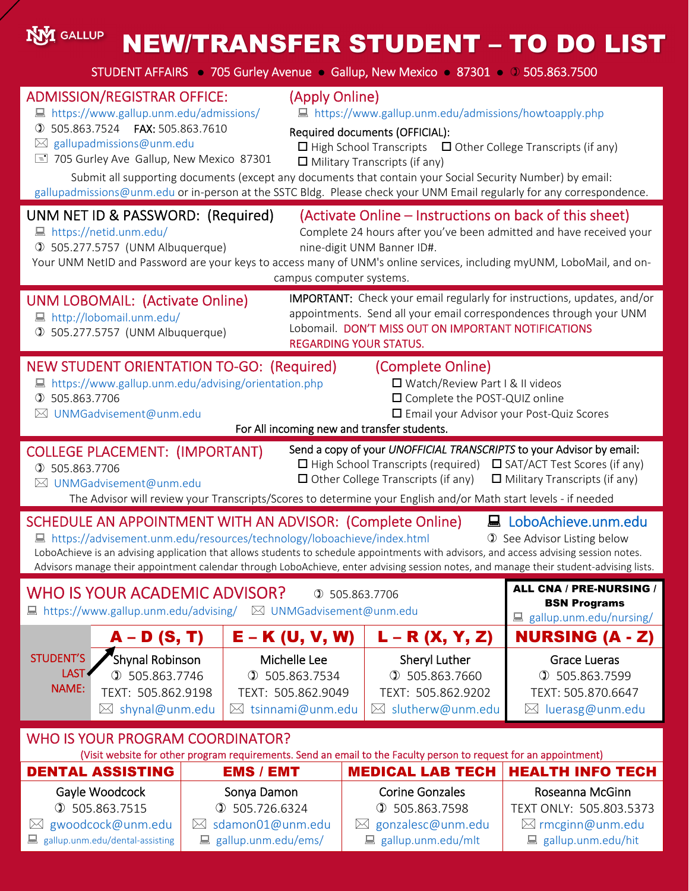# UNM GALLUP NEW/TRANSFER STUDENT – TO DO LIST

STUDENT AFFAIRS • 705 Gurley Avenue • Gallup, New Mexico • 87301 • 505.863.7500

## ADMISSION/REGISTRAR OFFICE: (Apply Online)

- https://www.gallup.unm.edu/admissions/
- 505.863.7524 FAX: 505.863.7610
- gallupadmissions@unm.edu
- 705 Gurley Ave Gallup, New Mexico 87301

https://www.gallup.unm.edu/admissions/howtoapply.php

Required documents (OFFICIAL):

- ☐ High School Transcripts
- ☐ Other College Transcripts (if any)
- ☐ Military Transcripts (if any)

Submit all supporting documents (except any documents that contain your Social Security Number) by email: gallupadmissions@unm.edu or in-person at the SSTC Bldg. Please check your UNM Email regularly for any correspondence.

## UNM NET ID & PASSWORD: (Required) (Activate Online – Instructions on back of this sheet)

- https://netid.unm.edu/
- 505.277.5757 (UNM Albuquerque)

Complete 24 hours after you've been admitted and have received your nine-digit UNM Banner ID#.

Your UNM NetID and Password are your keys to access many of UNM's online services, including myUNM, LoboMail, and on-campus computer systems.

## UNM LOBOMAIL: (Activate Online)

- http://lobomail.unm.edu/
- 505.277.5757 (UNM Albuquerque)

IMPORTANT: Check your email regularly for instructions, updates, and/or appointments. Send all your email correspondences through your UNM Lobomail. DON'T MISS OUT ON IMPORTANT NOTIFICATIONS REGARDING YOUR STATUS.

## NEW STUDENT ORIENTATION TO-GO: (Required) (Complete Online)

- https://www.gallup.unm.edu/advising/orientation.php
- 505.863.7706
- UNMGadvisement@unm.edu

- ☐ Watch/Review Part I & II videos
- ☐ Complete the POST-QUIZ online
- ☐ Email your Advisor your Post-Quiz Scores

For All incoming new and transfer students.

## COLLEGE PLACEMENT: (IMPORTANT)

- 505.863.7706
- UNMGadvisement@unm.edu

Send a copy of your *UNOFFICIAL TRANSCRIPTS* to your Advisor by email:

- ☐ High School Transcripts (required)
- ☐ SAT/ACT Test Scores (if any)
- ☐ Other College Transcripts (if any)
- ☐ Military Transcripts (if any)

The Advisor will review your Transcripts/Scores to determine your English and/or Math start levels - if needed

## SCHEDULE AN APPOINTMENT WITH AN ADVISOR: (Complete Online)

LoboAchieve.unm.edu

- https://advisement.unm.edu/resources/technology/loboachieve/index.html
- See Advisor Listing below

LoboAchieve is an advising application that allows students to schedule appointments with advisors, and access advising session notes. Advisors manage their appointment calendar through LoboAchieve, enter advising session notes, and manage their student-advising lists.

## WHO IS YOUR ACADEMIC ADVISOR?

- 505.863.7706
- https://www.gallup.unm.edu/advising/
- UNMGadvisement@unm.edu

**ALL CNA / PRE-NURSING / BSN Programs** — gallup.unm.edu/nursing/

| STUDENT'S LAST NAME: | A – D (S, T) | E – K (U, V, W) | L – R (X, Y, Z) | NURSING (A - Z) |
|---|---|---|---|---|
| | Shynal Robinson | Michelle Lee | Sheryl Luther | Grace Lueras |
| | 505.863.7746 | 505.863.7534 | 505.863.7660 | 505.863.7599 |
| | TEXT: 505.862.9198 | TEXT: 505.862.9049 | TEXT: 505.862.9202 | TEXT: 505.870.6647 |
| | shynal@unm.edu | tsinnami@unm.edu | slutherw@unm.edu | luerasg@unm.edu |

## WHO IS YOUR PROGRAM COORDINATOR?

(Visit website for other program requirements. Send an email to the Faculty person to request for an appointment)

| DENTAL ASSISTING | EMS / EMT | MEDICAL LAB TECH | HEALTH INFO TECH |
|---|---|---|---|
| Gayle Woodcock | Sonya Damon | Corine Gonzales | Roseanna McGinn |
| 505.863.7515 | 505.726.6324 | 505.863.7598 | TEXT ONLY: 505.803.5373 |
| gwoodcock@unm.edu | sdamon01@unm.edu | gonzalesc@unm.edu | rmcginn@unm.edu |
| gallup.unm.edu/dental-assisting | gallup.unm.edu/ems/ | gallup.unm.edu/mlt | gallup.unm.edu/hit |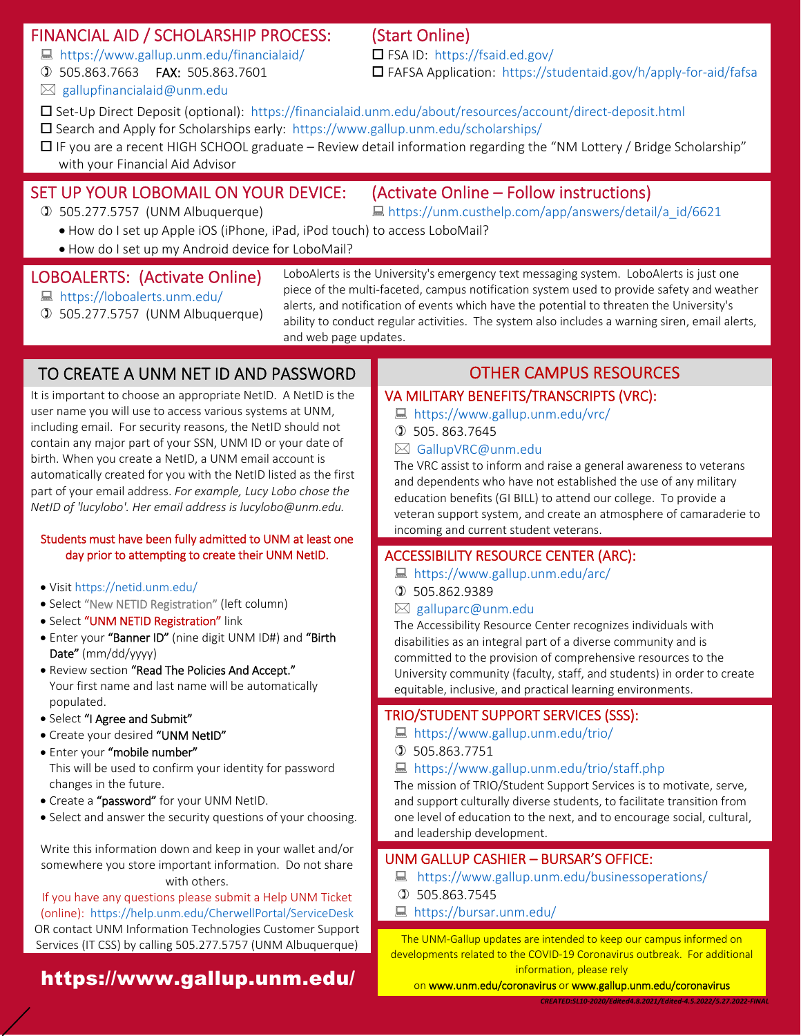## FINANCIAL AID / SCHOLARSHIP PROCESS: (Start Online)

- https://www.gallup.unm.edu/financialaid/
- 505.863.7663 FAX: 505.863.7601
- gallupfinancialaid@unm.edu

- ☐ FSA ID: https://fsaid.ed.gov/
- ☐ FAFSA Application: https://studentaid.gov/h/apply-for-aid/fafsa
- ☐ Set-Up Direct Deposit (optional): https://financialaid.unm.edu/about/resources/account/direct-deposit.html
- ☐ Search and Apply for Scholarships early: https://www.gallup.unm.edu/scholarships/
- ☐ IF you are a recent HIGH SCHOOL graduate – Review detail information regarding the "NM Lottery / Bridge Scholarship" with your Financial Aid Advisor

## SET UP YOUR LOBOMAIL ON YOUR DEVICE: (Activate Online – Follow instructions)

- 505.277.5757 (UNM Albuquerque)
- https://unm.custhelp.com/app/answers/detail/a_id/6621

- How do I set up Apple iOS (iPhone, iPad, iPod touch) to access LoboMail?
- How do I set up my Android device for LoboMail?

## LOBOALERTS: (Activate Online)

- https://loboalerts.unm.edu/
- 505.277.5757 (UNM Albuquerque)

LoboAlerts is the University's emergency text messaging system. LoboAlerts is just one piece of the multi-faceted, campus notification system used to provide safety and weather alerts, and notification of events which have the potential to threaten the University's ability to conduct regular activities. The system also includes a warning siren, email alerts, and web page updates.

## TO CREATE A UNM NET ID AND PASSWORD

It is important to choose an appropriate NetID. A NetID is the user name you will use to access various systems at UNM, including email. For security reasons, the NetID should not contain any major part of your SSN, UNM ID or your date of birth. When you create a NetID, a UNM email account is automatically created for you with the NetID listed as the first part of your email address. *For example, Lucy Lobo chose the NetID of 'lucylobo'. Her email address is lucylobo@unm.edu.*

Students must have been fully admitted to UNM at least one day prior to attempting to create their UNM NetID.

- Visit https://netid.unm.edu/
- Select "New NETID Registration" (left column)
- Select **"UNM NETID Registration"** link
- Enter your **"Banner ID"** (nine digit UNM ID#) and **"Birth Date"** (mm/dd/yyyy)
- Review section **"Read The Policies And Accept."** Your first name and last name will be automatically populated.
- Select **"I Agree and Submit"**
- Create your desired **"UNM NetID"**
- Enter your **"mobile number"** This will be used to confirm your identity for password changes in the future.
- Create a **"password"** for your UNM NetID.
- Select and answer the security questions of your choosing.

Write this information down and keep in your wallet and/or somewhere you store important information. Do not share with others.

If you have any questions please submit a Help UNM Ticket (online): https://help.unm.edu/CherwellPortal/ServiceDesk OR contact UNM Information Technologies Customer Support Services (IT CSS) by calling 505.277.5757 (UNM Albuquerque)

**https://www.gallup.unm.edu/**

## OTHER CAMPUS RESOURCES

### VA MILITARY BENEFITS/TRANSCRIPTS (VRC):

- https://www.gallup.unm.edu/vrc/
- 505. 863.7645
- GallupVRC@unm.edu

The VRC assist to inform and raise a general awareness to veterans and dependents who have not established the use of any military education benefits (GI BILL) to attend our college. To provide a veteran support system, and create an atmosphere of camaraderie to incoming and current student veterans.

### ACCESSIBILITY RESOURCE CENTER (ARC):

- https://www.gallup.unm.edu/arc/
- 505.862.9389
- galluparc@unm.edu

The Accessibility Resource Center recognizes individuals with disabilities as an integral part of a diverse community and is committed to the provision of comprehensive resources to the University community (faculty, staff, and students) in order to create equitable, inclusive, and practical learning environments.

### TRIO/STUDENT SUPPORT SERVICES (SSS):

- https://www.gallup.unm.edu/trio/
- 505.863.7751
- https://www.gallup.unm.edu/trio/staff.php

The mission of TRIO/Student Support Services is to motivate, serve, and support culturally diverse students, to facilitate transition from one level of education to the next, and to encourage social, cultural, and leadership development.

### UNM GALLUP CASHIER – BURSAR'S OFFICE:

- https://www.gallup.unm.edu/businessoperations/
- 505.863.7545
- https://bursar.unm.edu/

The UNM-Gallup updates are intended to keep our campus informed on developments related to the COVID-19 Coronavirus outbreak. For additional information, please rely on **www.unm.edu/coronavirus** or **www.gallup.unm.edu/coronavirus**

*CREATED:SL10-2020/Edited4.8.2021/Edited-4.5.2022/5.27.2022-FINAL*